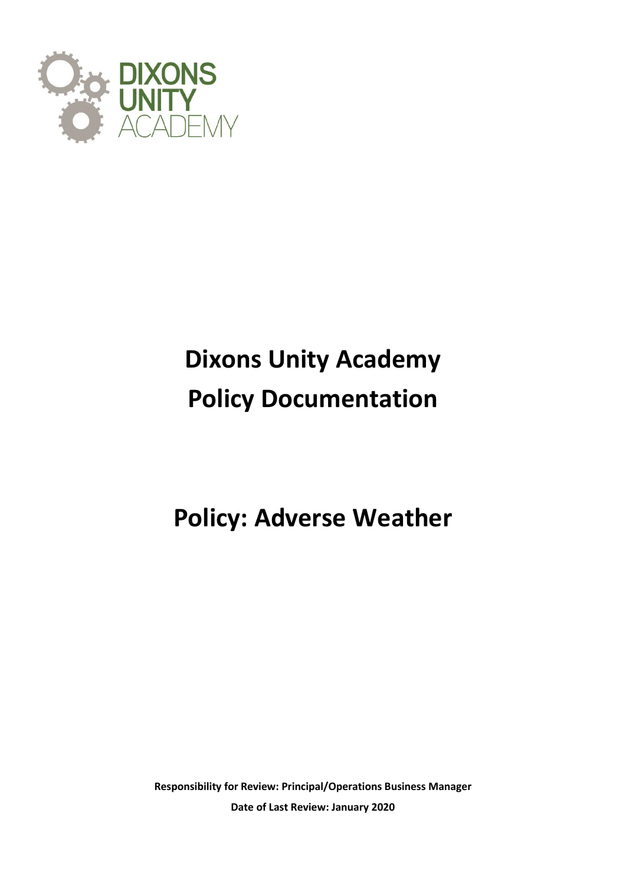DIXONS
UNITY
ACADEMY

# Dixons Unity Academy
# Policy Documentation

# Policy: Adverse Weather

**Responsibility for Review: Principal/Operations Business Manager**

**Date of Last Review: January 2020**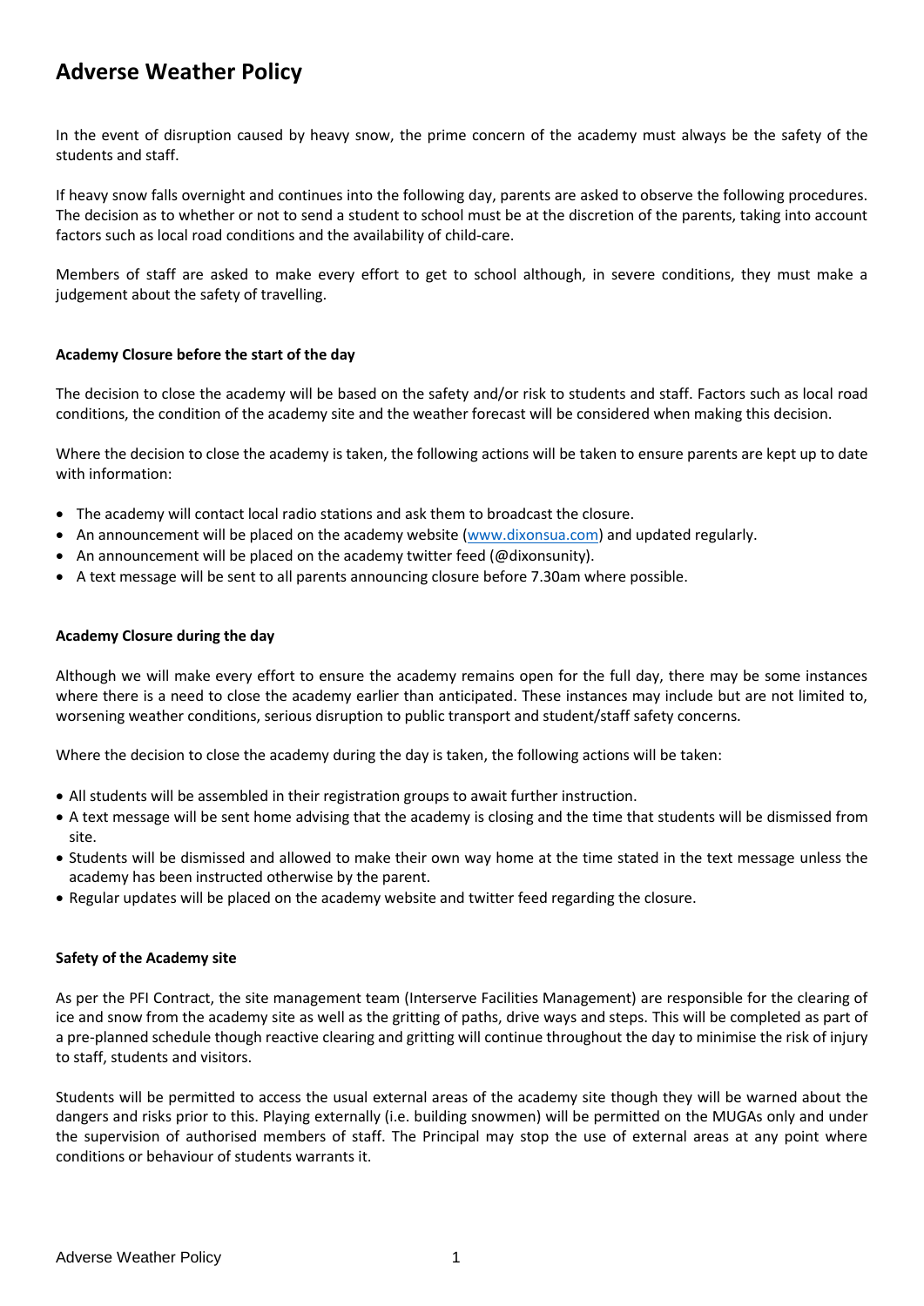# Adverse Weather Policy

In the event of disruption caused by heavy snow, the prime concern of the academy must always be the safety of the students and staff.

If heavy snow falls overnight and continues into the following day, parents are asked to observe the following procedures. The decision as to whether or not to send a student to school must be at the discretion of the parents, taking into account factors such as local road conditions and the availability of child-care.

Members of staff are asked to make every effort to get to school although, in severe conditions, they must make a judgement about the safety of travelling.

**Academy Closure before the start of the day**

The decision to close the academy will be based on the safety and/or risk to students and staff. Factors such as local road conditions, the condition of the academy site and the weather forecast will be considered when making this decision.

Where the decision to close the academy is taken, the following actions will be taken to ensure parents are kept up to date with information:

- The academy will contact local radio stations and ask them to broadcast the closure.
- An announcement will be placed on the academy website ([www.dixonsua.com](www.dixonsua.com)) and updated regularly.
- An announcement will be placed on the academy twitter feed (@dixonsunity).
- A text message will be sent to all parents announcing closure before 7.30am where possible.

**Academy Closure during the day**

Although we will make every effort to ensure the academy remains open for the full day, there may be some instances where there is a need to close the academy earlier than anticipated. These instances may include but are not limited to, worsening weather conditions, serious disruption to public transport and student/staff safety concerns.

Where the decision to close the academy during the day is taken, the following actions will be taken:

- All students will be assembled in their registration groups to await further instruction.
- A text message will be sent home advising that the academy is closing and the time that students will be dismissed from site.
- Students will be dismissed and allowed to make their own way home at the time stated in the text message unless the academy has been instructed otherwise by the parent.
- Regular updates will be placed on the academy website and twitter feed regarding the closure.

**Safety of the Academy site**

As per the PFI Contract, the site management team (Interserve Facilities Management) are responsible for the clearing of ice and snow from the academy site as well as the gritting of paths, drive ways and steps. This will be completed as part of a pre-planned schedule though reactive clearing and gritting will continue throughout the day to minimise the risk of injury to staff, students and visitors.

Students will be permitted to access the usual external areas of the academy site though they will be warned about the dangers and risks prior to this. Playing externally (i.e. building snowmen) will be permitted on the MUGAs only and under the supervision of authorised members of staff. The Principal may stop the use of external areas at any point where conditions or behaviour of students warrants it.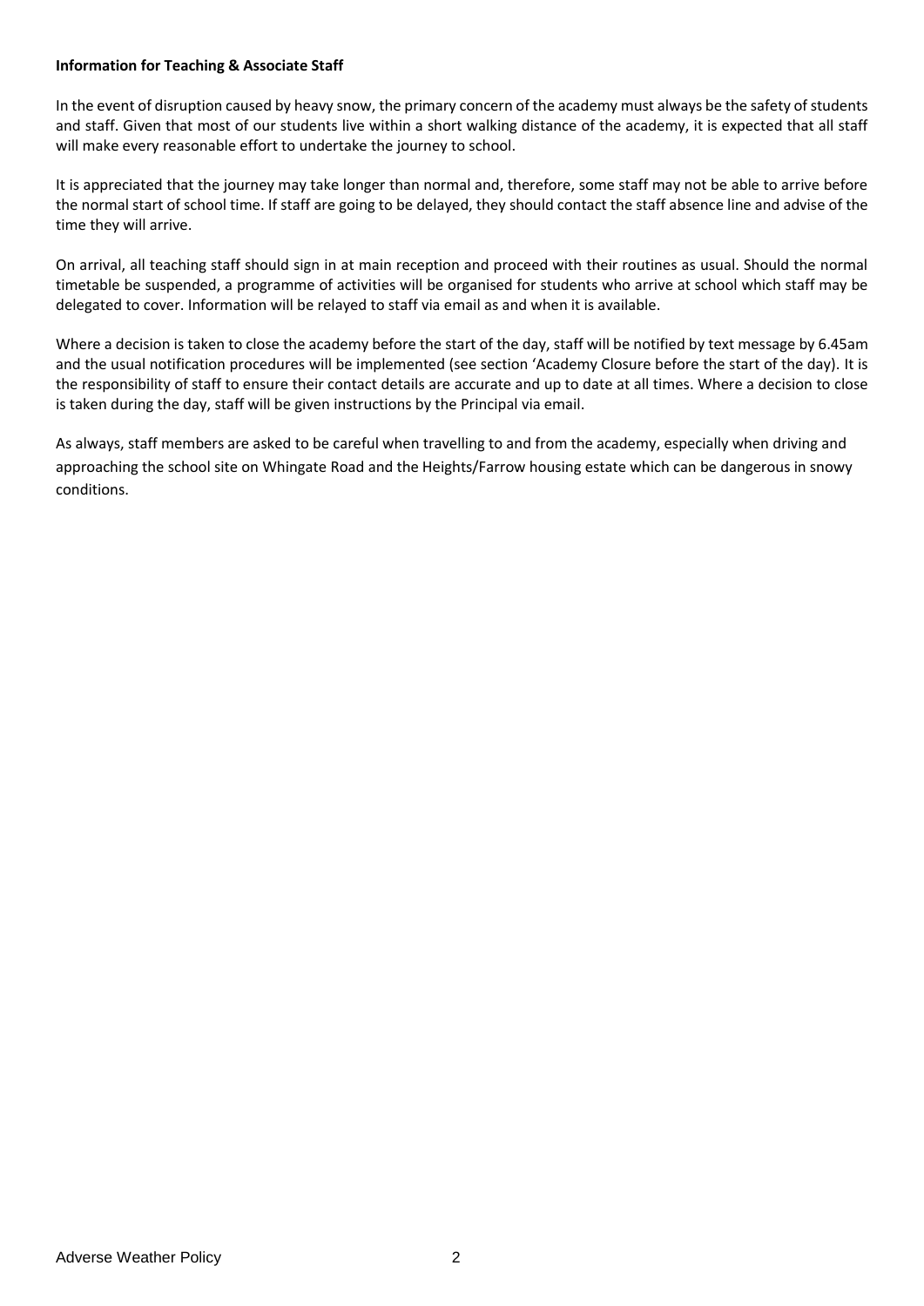**Information for Teaching & Associate Staff**

In the event of disruption caused by heavy snow, the primary concern of the academy must always be the safety of students and staff. Given that most of our students live within a short walking distance of the academy, it is expected that all staff will make every reasonable effort to undertake the journey to school.

It is appreciated that the journey may take longer than normal and, therefore, some staff may not be able to arrive before the normal start of school time. If staff are going to be delayed, they should contact the staff absence line and advise of the time they will arrive.

On arrival, all teaching staff should sign in at main reception and proceed with their routines as usual. Should the normal timetable be suspended, a programme of activities will be organised for students who arrive at school which staff may be delegated to cover. Information will be relayed to staff via email as and when it is available.

Where a decision is taken to close the academy before the start of the day, staff will be notified by text message by 6.45am and the usual notification procedures will be implemented (see section 'Academy Closure before the start of the day). It is the responsibility of staff to ensure their contact details are accurate and up to date at all times. Where a decision to close is taken during the day, staff will be given instructions by the Principal via email.

As always, staff members are asked to be careful when travelling to and from the academy, especially when driving and approaching the school site on Whingate Road and the Heights/Farrow housing estate which can be dangerous in snowy conditions.